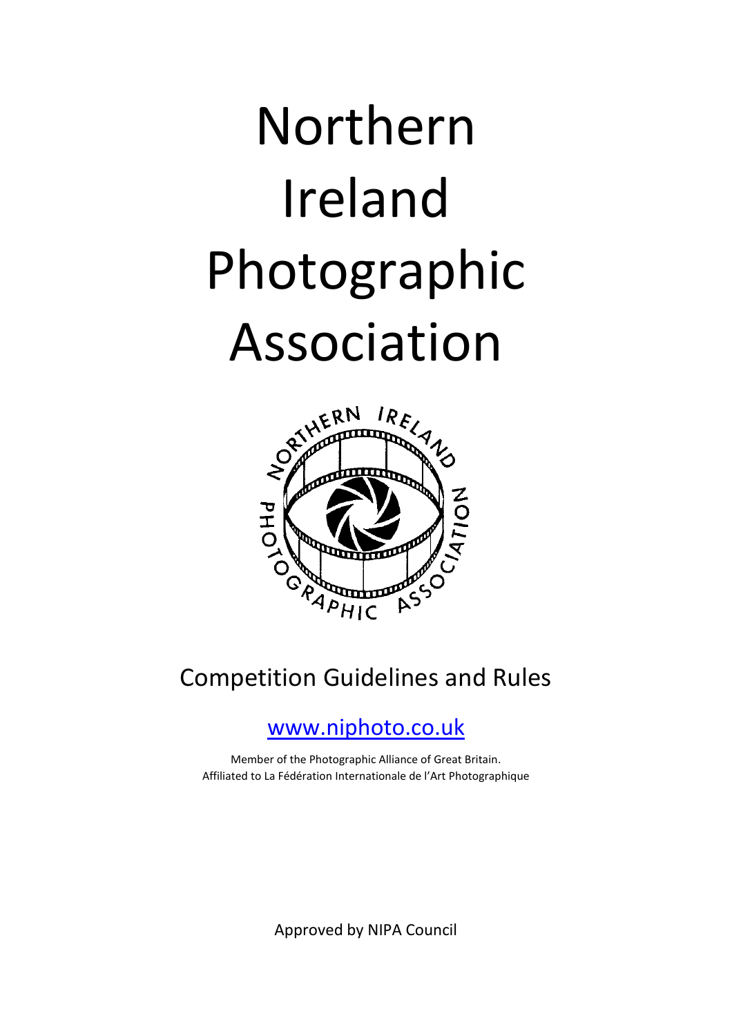# Northern Ireland Photographic Association

## Competition Guidelines and Rules

[www.niphoto.co.uk](http://www.niphoto.co.uk)

Member of the Photographic Alliance of Great Britain.
Affiliated to La Fédération Internationale de l'Art Photographique

Approved by NIPA Council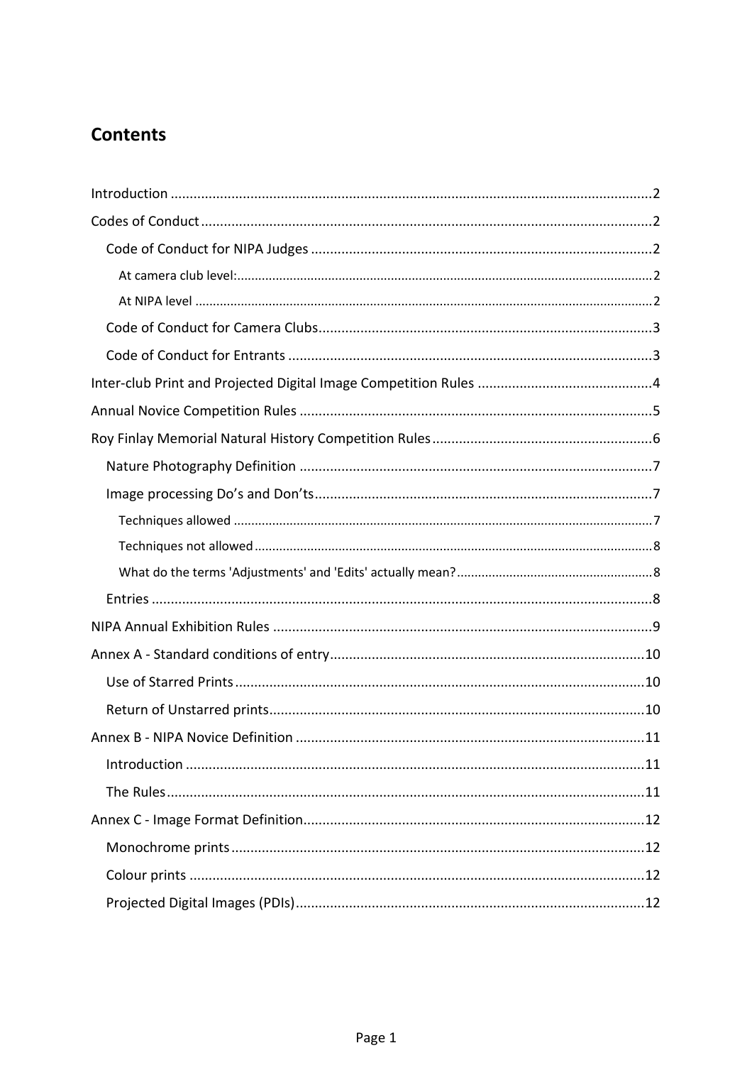## Contents

- Introduction ..... 2
- Codes of Conduct ..... 2
  - Code of Conduct for NIPA Judges ..... 2
    - At camera club level: ..... 2
    - At NIPA level ..... 2
  - Code of Conduct for Camera Clubs ..... 3
  - Code of Conduct for Entrants ..... 3
- Inter-club Print and Projected Digital Image Competition Rules ..... 4
- Annual Novice Competition Rules ..... 5
- Roy Finlay Memorial Natural History Competition Rules ..... 6
  - Nature Photography Definition ..... 7
  - Image processing Do's and Don'ts ..... 7
    - Techniques allowed ..... 7
    - Techniques not allowed ..... 8
    - What do the terms 'Adjustments' and 'Edits' actually mean? ..... 8
  - Entries ..... 8
- NIPA Annual Exhibition Rules ..... 9
- Annex A - Standard conditions of entry ..... 10
  - Use of Starred Prints ..... 10
  - Return of Unstarred prints ..... 10
- Annex B - NIPA Novice Definition ..... 11
  - Introduction ..... 11
  - The Rules ..... 11
- Annex C - Image Format Definition ..... 12
  - Monochrome prints ..... 12
  - Colour prints ..... 12
  - Projected Digital Images (PDIs) ..... 12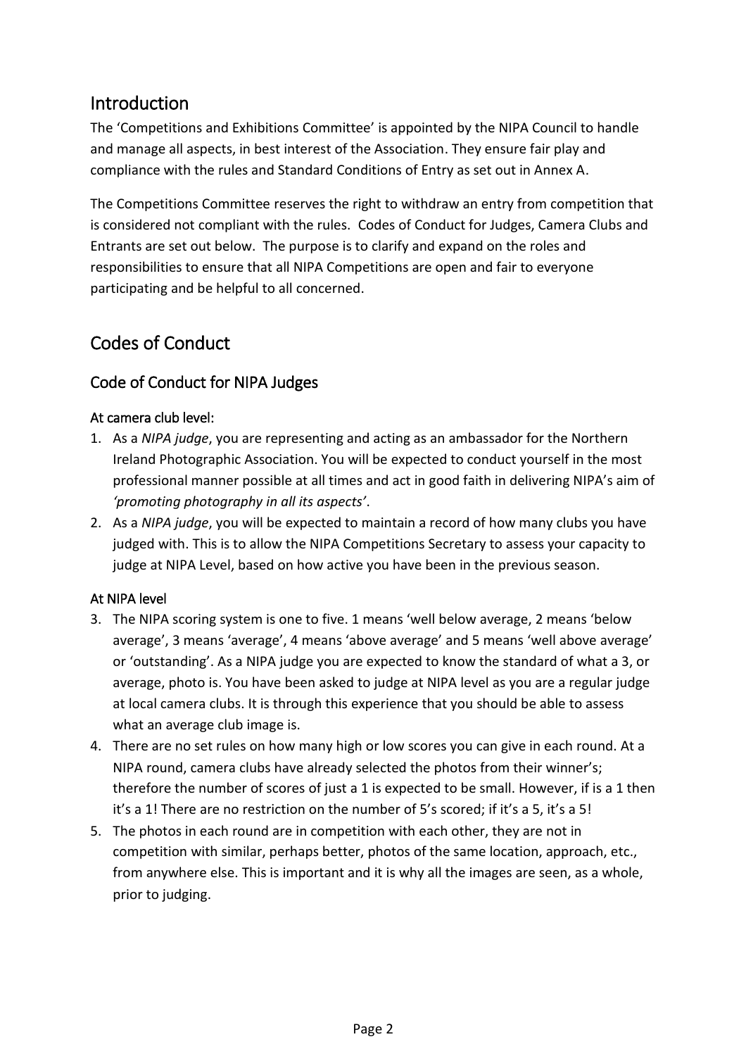## Introduction

The 'Competitions and Exhibitions Committee' is appointed by the NIPA Council to handle and manage all aspects, in best interest of the Association. They ensure fair play and compliance with the rules and Standard Conditions of Entry as set out in Annex A.

The Competitions Committee reserves the right to withdraw an entry from competition that is considered not compliant with the rules. Codes of Conduct for Judges, Camera Clubs and Entrants are set out below. The purpose is to clarify and expand on the roles and responsibilities to ensure that all NIPA Competitions are open and fair to everyone participating and be helpful to all concerned.

## Codes of Conduct

### Code of Conduct for NIPA Judges

#### At camera club level:

1. As a *NIPA judge*, you are representing and acting as an ambassador for the Northern Ireland Photographic Association. You will be expected to conduct yourself in the most professional manner possible at all times and act in good faith in delivering NIPA's aim of *'promoting photography in all its aspects'*.
2. As a *NIPA judge*, you will be expected to maintain a record of how many clubs you have judged with. This is to allow the NIPA Competitions Secretary to assess your capacity to judge at NIPA Level, based on how active you have been in the previous season.

#### At NIPA level

3. The NIPA scoring system is one to five. 1 means 'well below average, 2 means 'below average', 3 means 'average', 4 means 'above average' and 5 means 'well above average' or 'outstanding'. As a NIPA judge you are expected to know the standard of what a 3, or average, photo is. You have been asked to judge at NIPA level as you are a regular judge at local camera clubs. It is through this experience that you should be able to assess what an average club image is.
4. There are no set rules on how many high or low scores you can give in each round. At a NIPA round, camera clubs have already selected the photos from their winner's; therefore the number of scores of just a 1 is expected to be small. However, if is a 1 then it's a 1! There are no restriction on the number of 5's scored; if it's a 5, it's a 5!
5. The photos in each round are in competition with each other, they are not in competition with similar, perhaps better, photos of the same location, approach, etc., from anywhere else. This is important and it is why all the images are seen, as a whole, prior to judging.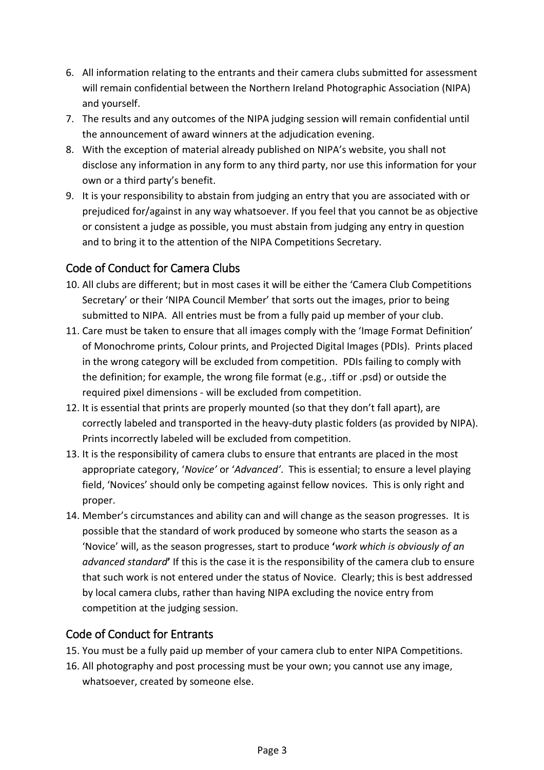6. All information relating to the entrants and their camera clubs submitted for assessment will remain confidential between the Northern Ireland Photographic Association (NIPA) and yourself.
7. The results and any outcomes of the NIPA judging session will remain confidential until the announcement of award winners at the adjudication evening.
8. With the exception of material already published on NIPA's website, you shall not disclose any information in any form to any third party, nor use this information for your own or a third party's benefit.
9. It is your responsibility to abstain from judging an entry that you are associated with or prejudiced for/against in any way whatsoever. If you feel that you cannot be as objective or consistent a judge as possible, you must abstain from judging any entry in question and to bring it to the attention of the NIPA Competitions Secretary.

## Code of Conduct for Camera Clubs

10. All clubs are different; but in most cases it will be either the 'Camera Club Competitions Secretary' or their 'NIPA Council Member' that sorts out the images, prior to being submitted to NIPA. All entries must be from a fully paid up member of your club.
11. Care must be taken to ensure that all images comply with the 'Image Format Definition' of Monochrome prints, Colour prints, and Projected Digital Images (PDIs). Prints placed in the wrong category will be excluded from competition. PDIs failing to comply with the definition; for example, the wrong file format (e.g., .tiff or .psd) or outside the required pixel dimensions - will be excluded from competition.
12. It is essential that prints are properly mounted (so that they don't fall apart), are correctly labeled and transported in the heavy-duty plastic folders (as provided by NIPA). Prints incorrectly labeled will be excluded from competition.
13. It is the responsibility of camera clubs to ensure that entrants are placed in the most appropriate category, '*Novice'* or '*Advanced'*. This is essential; to ensure a level playing field, 'Novices' should only be competing against fellow novices. This is only right and proper.
14. Member's circumstances and ability can and will change as the season progresses. It is possible that the standard of work produced by someone who starts the season as a 'Novice' will, as the season progresses, start to produce **'***work which is obviously of an advanced standard***'** If this is the case it is the responsibility of the camera club to ensure that such work is not entered under the status of Novice. Clearly; this is best addressed by local camera clubs, rather than having NIPA excluding the novice entry from competition at the judging session.

## Code of Conduct for Entrants

15. You must be a fully paid up member of your camera club to enter NIPA Competitions.
16. All photography and post processing must be your own; you cannot use any image, whatsoever, created by someone else.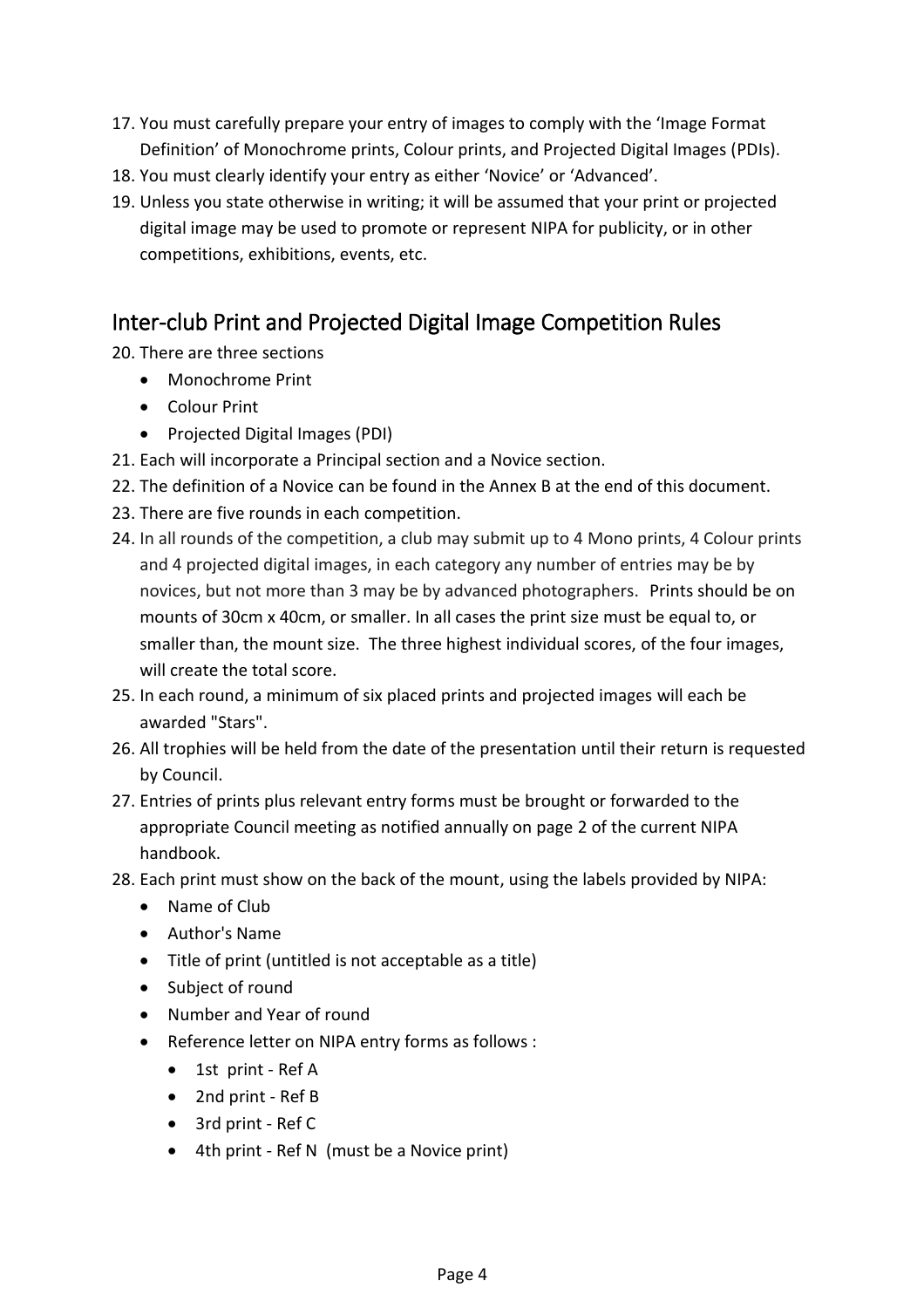17. You must carefully prepare your entry of images to comply with the 'Image Format Definition' of Monochrome prints, Colour prints, and Projected Digital Images (PDIs).
18. You must clearly identify your entry as either 'Novice' or 'Advanced'.
19. Unless you state otherwise in writing; it will be assumed that your print or projected digital image may be used to promote or represent NIPA for publicity, or in other competitions, exhibitions, events, etc.

## Inter-club Print and Projected Digital Image Competition Rules

20. There are three sections
    - Monochrome Print
    - Colour Print
    - Projected Digital Images (PDI)
21. Each will incorporate a Principal section and a Novice section.
22. The definition of a Novice can be found in the Annex B at the end of this document.
23. There are five rounds in each competition.
24. In all rounds of the competition, a club may submit up to 4 Mono prints, 4 Colour prints and 4 projected digital images, in each category any number of entries may be by novices, but not more than 3 may be by advanced photographers. Prints should be on mounts of 30cm x 40cm, or smaller. In all cases the print size must be equal to, or smaller than, the mount size. The three highest individual scores, of the four images, will create the total score.
25. In each round, a minimum of six placed prints and projected images will each be awarded "Stars".
26. All trophies will be held from the date of the presentation until their return is requested by Council.
27. Entries of prints plus relevant entry forms must be brought or forwarded to the appropriate Council meeting as notified annually on page 2 of the current NIPA handbook.
28. Each print must show on the back of the mount, using the labels provided by NIPA:
    - Name of Club
    - Author's Name
    - Title of print (untitled is not acceptable as a title)
    - Subject of round
    - Number and Year of round
    - Reference letter on NIPA entry forms as follows :
        - 1st print - Ref A
        - 2nd print - Ref B
        - 3rd print - Ref C
        - 4th print - Ref N (must be a Novice print)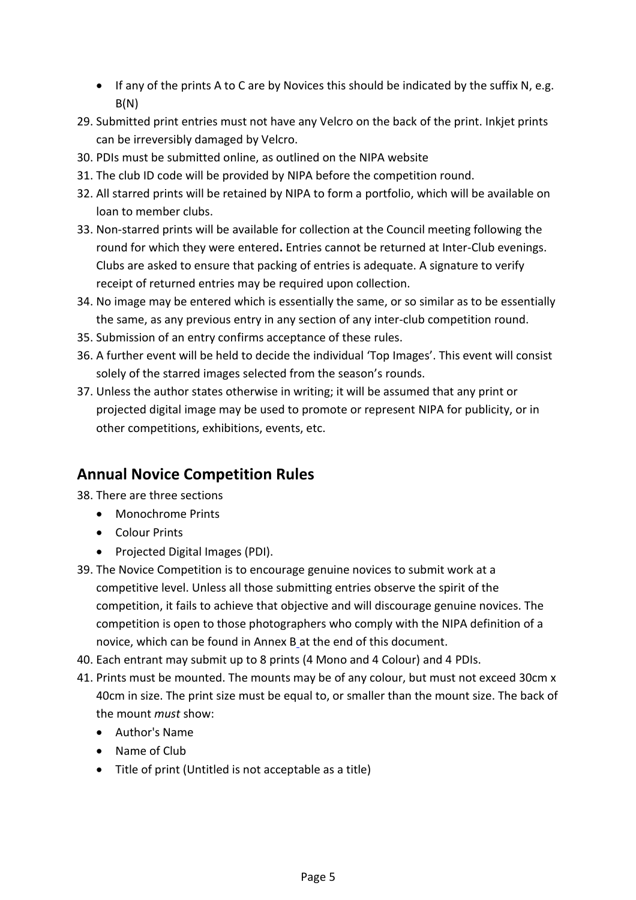- If any of the prints A to C are by Novices this should be indicated by the suffix N, e.g. B(N)

29. Submitted print entries must not have any Velcro on the back of the print. Inkjet prints can be irreversibly damaged by Velcro.
30. PDIs must be submitted online, as outlined on the NIPA website
31. The club ID code will be provided by NIPA before the competition round.
32. All starred prints will be retained by NIPA to form a portfolio, which will be available on loan to member clubs.
33. Non-starred prints will be available for collection at the Council meeting following the round for which they were entered**.** Entries cannot be returned at Inter-Club evenings. Clubs are asked to ensure that packing of entries is adequate. A signature to verify receipt of returned entries may be required upon collection.
34. No image may be entered which is essentially the same, or so similar as to be essentially the same, as any previous entry in any section of any inter-club competition round.
35. Submission of an entry confirms acceptance of these rules.
36. A further event will be held to decide the individual 'Top Images'. This event will consist solely of the starred images selected from the season's rounds.
37. Unless the author states otherwise in writing; it will be assumed that any print or projected digital image may be used to promote or represent NIPA for publicity, or in other competitions, exhibitions, events, etc.

## Annual Novice Competition Rules

38. There are three sections
    - Monochrome Prints
    - Colour Prints
    - Projected Digital Images (PDI).
39. The Novice Competition is to encourage genuine novices to submit work at a competitive level. Unless all those submitting entries observe the spirit of the competition, it fails to achieve that objective and will discourage genuine novices. The competition is open to those photographers who comply with the NIPA definition of a novice, which can be found in Annex B at the end of this document.
40. Each entrant may submit up to 8 prints (4 Mono and 4 Colour) and 4 PDIs.
41. Prints must be mounted. The mounts may be of any colour, but must not exceed 30cm x 40cm in size. The print size must be equal to, or smaller than the mount size. The back of the mount *must* show:
    - Author's Name
    - Name of Club
    - Title of print (Untitled is not acceptable as a title)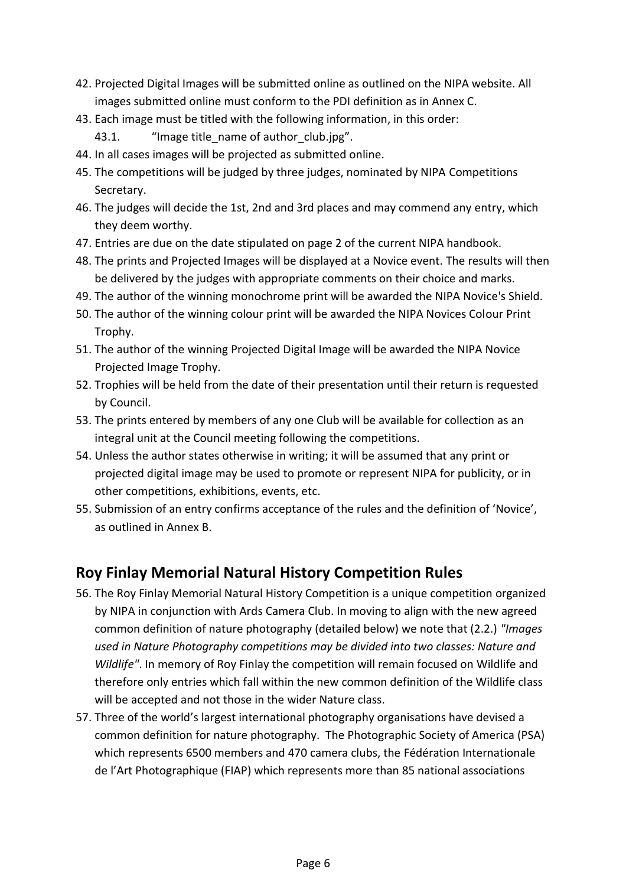42. Projected Digital Images will be submitted online as outlined on the NIPA website. All images submitted online must conform to the PDI definition as in Annex C.
43. Each image must be titled with the following information, in this order:
    43.1. "Image title_name of author_club.jpg".
44. In all cases images will be projected as submitted online.
45. The competitions will be judged by three judges, nominated by NIPA Competitions Secretary.
46. The judges will decide the 1st, 2nd and 3rd places and may commend any entry, which they deem worthy.
47. Entries are due on the date stipulated on page 2 of the current NIPA handbook.
48. The prints and Projected Images will be displayed at a Novice event. The results will then be delivered by the judges with appropriate comments on their choice and marks.
49. The author of the winning monochrome print will be awarded the NIPA Novice's Shield.
50. The author of the winning colour print will be awarded the NIPA Novices Colour Print Trophy.
51. The author of the winning Projected Digital Image will be awarded the NIPA Novice Projected Image Trophy.
52. Trophies will be held from the date of their presentation until their return is requested by Council.
53. The prints entered by members of any one Club will be available for collection as an integral unit at the Council meeting following the competitions.
54. Unless the author states otherwise in writing; it will be assumed that any print or projected digital image may be used to promote or represent NIPA for publicity, or in other competitions, exhibitions, events, etc.
55. Submission of an entry confirms acceptance of the rules and the definition of 'Novice', as outlined in Annex B.

## Roy Finlay Memorial Natural History Competition Rules

56. The Roy Finlay Memorial Natural History Competition is a unique competition organized by NIPA in conjunction with Ards Camera Club. In moving to align with the new agreed common definition of nature photography (detailed below) we note that (2.2.) *"Images used in Nature Photography competitions may be divided into two classes: Nature and Wildlife"*. In memory of Roy Finlay the competition will remain focused on Wildlife and therefore only entries which fall within the new common definition of the Wildlife class will be accepted and not those in the wider Nature class.
57. Three of the world's largest international photography organisations have devised a common definition for nature photography. The Photographic Society of America (PSA) which represents 6500 members and 470 camera clubs, the Fédération Internationale de l'Art Photographique (FIAP) which represents more than 85 national associations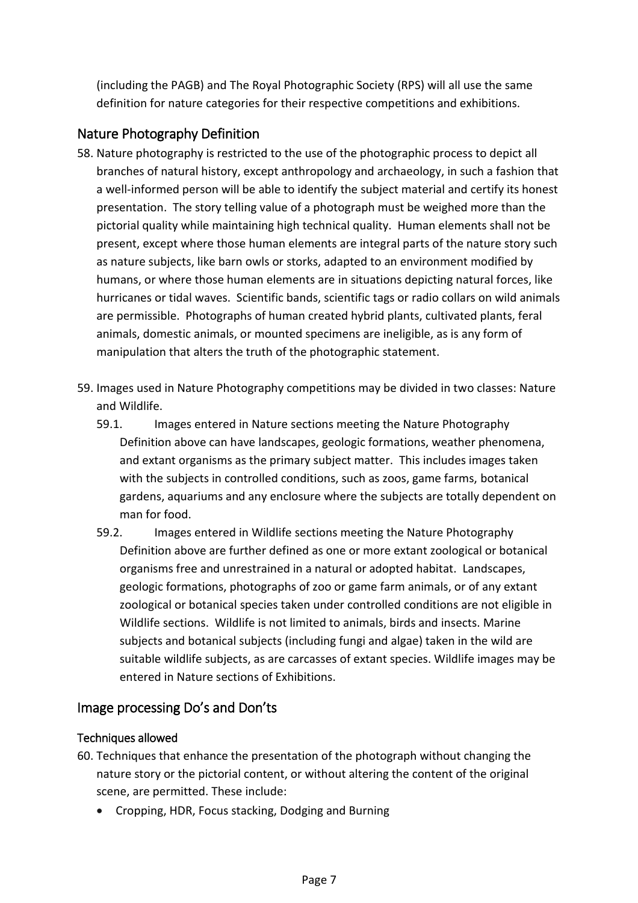(including the PAGB) and The Royal Photographic Society (RPS) will all use the same definition for nature categories for their respective competitions and exhibitions.

## Nature Photography Definition

58. Nature photography is restricted to the use of the photographic process to depict all branches of natural history, except anthropology and archaeology, in such a fashion that a well-informed person will be able to identify the subject material and certify its honest presentation. The story telling value of a photograph must be weighed more than the pictorial quality while maintaining high technical quality. Human elements shall not be present, except where those human elements are integral parts of the nature story such as nature subjects, like barn owls or storks, adapted to an environment modified by humans, or where those human elements are in situations depicting natural forces, like hurricanes or tidal waves. Scientific bands, scientific tags or radio collars on wild animals are permissible. Photographs of human created hybrid plants, cultivated plants, feral animals, domestic animals, or mounted specimens are ineligible, as is any form of manipulation that alters the truth of the photographic statement.

59. Images used in Nature Photography competitions may be divided in two classes: Nature and Wildlife.
    - 59.1. Images entered in Nature sections meeting the Nature Photography Definition above can have landscapes, geologic formations, weather phenomena, and extant organisms as the primary subject matter. This includes images taken with the subjects in controlled conditions, such as zoos, game farms, botanical gardens, aquariums and any enclosure where the subjects are totally dependent on man for food.
    - 59.2. Images entered in Wildlife sections meeting the Nature Photography Definition above are further defined as one or more extant zoological or botanical organisms free and unrestrained in a natural or adopted habitat. Landscapes, geologic formations, photographs of zoo or game farm animals, or of any extant zoological or botanical species taken under controlled conditions are not eligible in Wildlife sections. Wildlife is not limited to animals, birds and insects. Marine subjects and botanical subjects (including fungi and algae) taken in the wild are suitable wildlife subjects, as are carcasses of extant species. Wildlife images may be entered in Nature sections of Exhibitions.

## Image processing Do's and Don'ts

### Techniques allowed

60. Techniques that enhance the presentation of the photograph without changing the nature story or the pictorial content, or without altering the content of the original scene, are permitted. These include:
    - Cropping, HDR, Focus stacking, Dodging and Burning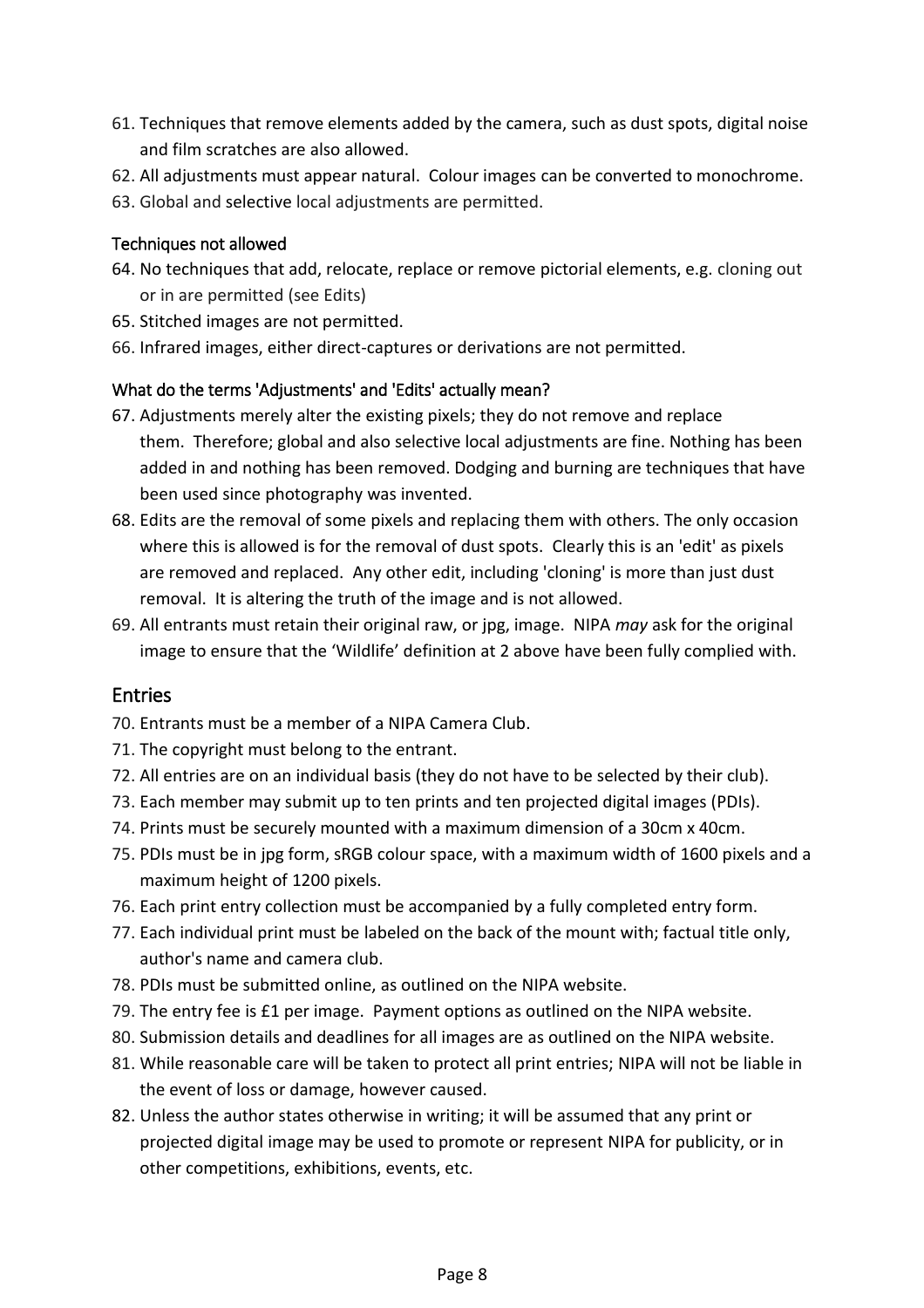61. Techniques that remove elements added by the camera, such as dust spots, digital noise and film scratches are also allowed.
62. All adjustments must appear natural. Colour images can be converted to monochrome.
63. Global and selective local adjustments are permitted.

### Techniques not allowed

64. No techniques that add, relocate, replace or remove pictorial elements, e.g. cloning out or in are permitted (see Edits)
65. Stitched images are not permitted.
66. Infrared images, either direct-captures or derivations are not permitted.

### What do the terms 'Adjustments' and 'Edits' actually mean?

67. Adjustments merely alter the existing pixels; they do not remove and replace them. Therefore; global and also selective local adjustments are fine. Nothing has been added in and nothing has been removed. Dodging and burning are techniques that have been used since photography was invented.
68. Edits are the removal of some pixels and replacing them with others. The only occasion where this is allowed is for the removal of dust spots. Clearly this is an 'edit' as pixels are removed and replaced. Any other edit, including 'cloning' is more than just dust removal. It is altering the truth of the image and is not allowed.
69. All entrants must retain their original raw, or jpg, image. NIPA *may* ask for the original image to ensure that the 'Wildlife' definition at 2 above have been fully complied with.

## Entries

70. Entrants must be a member of a NIPA Camera Club.
71. The copyright must belong to the entrant.
72. All entries are on an individual basis (they do not have to be selected by their club).
73. Each member may submit up to ten prints and ten projected digital images (PDIs).
74. Prints must be securely mounted with a maximum dimension of a 30cm x 40cm.
75. PDIs must be in jpg form, sRGB colour space, with a maximum width of 1600 pixels and a maximum height of 1200 pixels.
76. Each print entry collection must be accompanied by a fully completed entry form.
77. Each individual print must be labeled on the back of the mount with; factual title only, author's name and camera club.
78. PDIs must be submitted online, as outlined on the NIPA website.
79. The entry fee is £1 per image. Payment options as outlined on the NIPA website.
80. Submission details and deadlines for all images are as outlined on the NIPA website.
81. While reasonable care will be taken to protect all print entries; NIPA will not be liable in the event of loss or damage, however caused.
82. Unless the author states otherwise in writing; it will be assumed that any print or projected digital image may be used to promote or represent NIPA for publicity, or in other competitions, exhibitions, events, etc.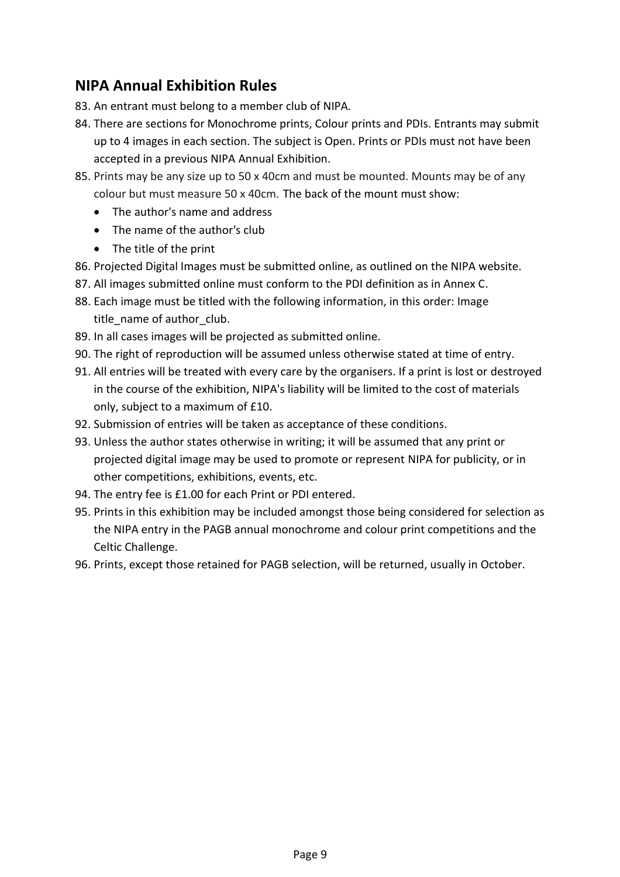## NIPA Annual Exhibition Rules

83. An entrant must belong to a member club of NIPA.
84. There are sections for Monochrome prints, Colour prints and PDIs. Entrants may submit up to 4 images in each section. The subject is Open. Prints or PDIs must not have been accepted in a previous NIPA Annual Exhibition.
85. Prints may be any size up to 50 x 40cm and must be mounted. Mounts may be of any colour but must measure 50 x 40cm. The back of the mount must show:
    - The author's name and address
    - The name of the author's club
    - The title of the print
86. Projected Digital Images must be submitted online, as outlined on the NIPA website.
87. All images submitted online must conform to the PDI definition as in Annex C.
88. Each image must be titled with the following information, in this order: Image title_name of author_club.
89. In all cases images will be projected as submitted online.
90. The right of reproduction will be assumed unless otherwise stated at time of entry.
91. All entries will be treated with every care by the organisers. If a print is lost or destroyed in the course of the exhibition, NIPA's liability will be limited to the cost of materials only, subject to a maximum of £10.
92. Submission of entries will be taken as acceptance of these conditions.
93. Unless the author states otherwise in writing; it will be assumed that any print or projected digital image may be used to promote or represent NIPA for publicity, or in other competitions, exhibitions, events, etc.
94. The entry fee is £1.00 for each Print or PDI entered.
95. Prints in this exhibition may be included amongst those being considered for selection as the NIPA entry in the PAGB annual monochrome and colour print competitions and the Celtic Challenge.
96. Prints, except those retained for PAGB selection, will be returned, usually in October.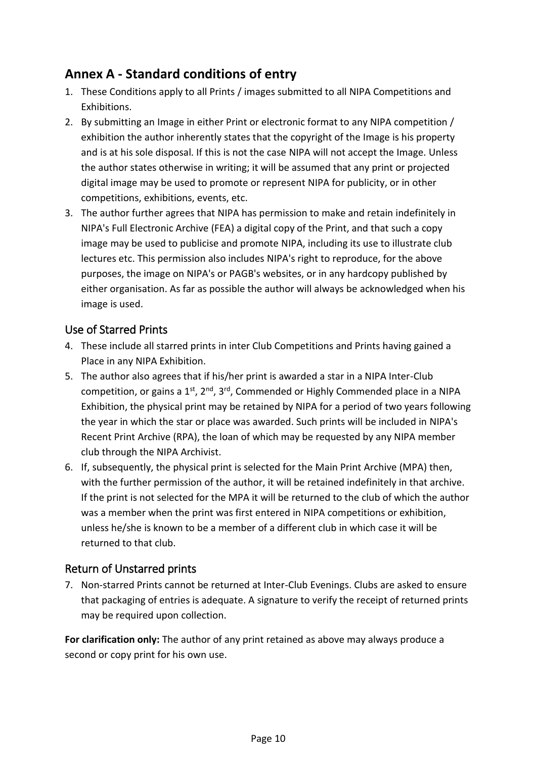## Annex A - Standard conditions of entry

1. These Conditions apply to all Prints / images submitted to all NIPA Competitions and Exhibitions.
2. By submitting an Image in either Print or electronic format to any NIPA competition / exhibition the author inherently states that the copyright of the Image is his property and is at his sole disposal. If this is not the case NIPA will not accept the Image. Unless the author states otherwise in writing; it will be assumed that any print or projected digital image may be used to promote or represent NIPA for publicity, or in other competitions, exhibitions, events, etc.
3. The author further agrees that NIPA has permission to make and retain indefinitely in NIPA's Full Electronic Archive (FEA) a digital copy of the Print, and that such a copy image may be used to publicise and promote NIPA, including its use to illustrate club lectures etc. This permission also includes NIPA's right to reproduce, for the above purposes, the image on NIPA's or PAGB's websites, or in any hardcopy published by either organisation. As far as possible the author will always be acknowledged when his image is used.

### Use of Starred Prints

4. These include all starred prints in inter Club Competitions and Prints having gained a Place in any NIPA Exhibition.
5. The author also agrees that if his/her print is awarded a star in a NIPA Inter-Club competition, or gains a 1st, 2nd, 3rd, Commended or Highly Commended place in a NIPA Exhibition, the physical print may be retained by NIPA for a period of two years following the year in which the star or place was awarded. Such prints will be included in NIPA's Recent Print Archive (RPA), the loan of which may be requested by any NIPA member club through the NIPA Archivist.
6. If, subsequently, the physical print is selected for the Main Print Archive (MPA) then, with the further permission of the author, it will be retained indefinitely in that archive. If the print is not selected for the MPA it will be returned to the club of which the author was a member when the print was first entered in NIPA competitions or exhibition, unless he/she is known to be a member of a different club in which case it will be returned to that club.

### Return of Unstarred prints

7. Non-starred Prints cannot be returned at Inter-Club Evenings. Clubs are asked to ensure that packaging of entries is adequate. A signature to verify the receipt of returned prints may be required upon collection.

**For clarification only:** The author of any print retained as above may always produce a second or copy print for his own use.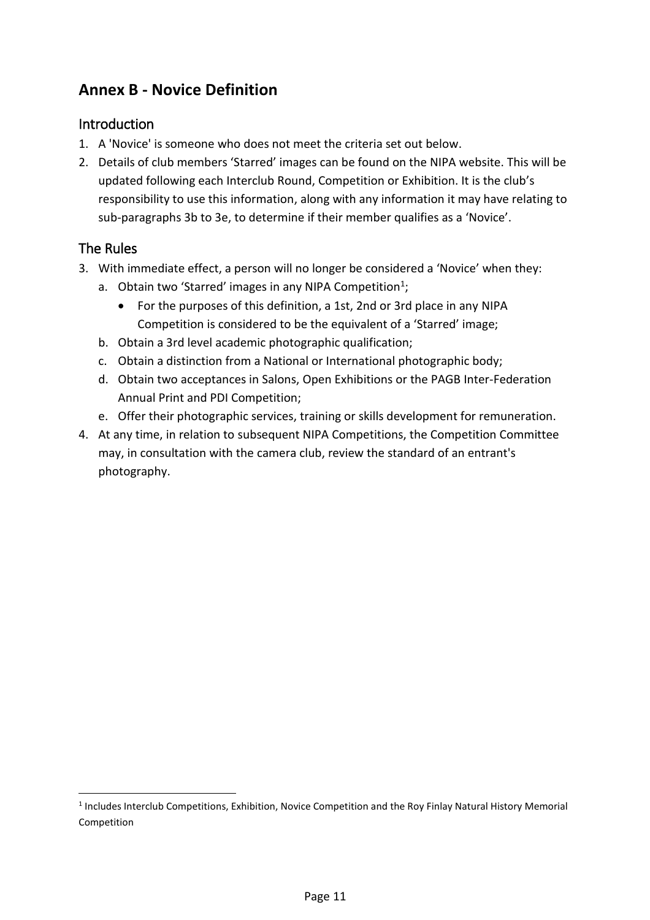## Annex B - Novice Definition

### Introduction

1. A 'Novice' is someone who does not meet the criteria set out below.
2. Details of club members 'Starred' images can be found on the NIPA website. This will be updated following each Interclub Round, Competition or Exhibition. It is the club's responsibility to use this information, along with any information it may have relating to sub-paragraphs 3b to 3e, to determine if their member qualifies as a 'Novice'.

### The Rules

3. With immediate effect, a person will no longer be considered a 'Novice' when they:
   a. Obtain two 'Starred' images in any NIPA Competition[1];
      - For the purposes of this definition, a 1st, 2nd or 3rd place in any NIPA Competition is considered to be the equivalent of a 'Starred' image;

   b. Obtain a 3rd level academic photographic qualification;
   c. Obtain a distinction from a National or International photographic body;
   d. Obtain two acceptances in Salons, Open Exhibitions or the PAGB Inter-Federation Annual Print and PDI Competition;
   e. Offer their photographic services, training or skills development for remuneration.
4. At any time, in relation to subsequent NIPA Competitions, the Competition Committee may, in consultation with the camera club, review the standard of an entrant's photography.

[1] Includes Interclub Competitions, Exhibition, Novice Competition and the Roy Finlay Natural History Memorial Competition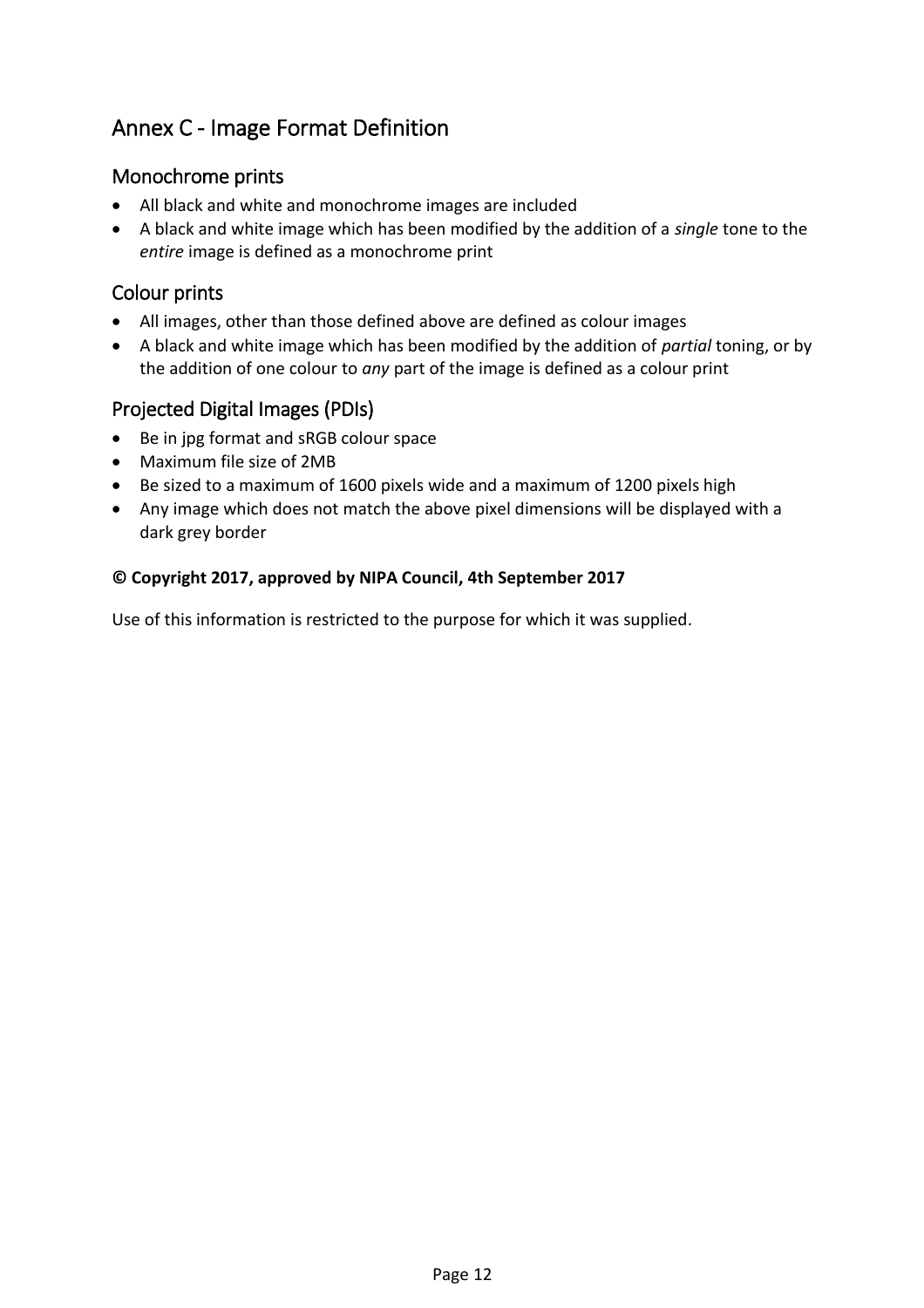# Annex C - Image Format Definition

## Monochrome prints

- All black and white and monochrome images are included
- A black and white image which has been modified by the addition of a *single* tone to the *entire* image is defined as a monochrome print

## Colour prints

- All images, other than those defined above are defined as colour images
- A black and white image which has been modified by the addition of *partial* toning, or by the addition of one colour to *any* part of the image is defined as a colour print

## Projected Digital Images (PDIs)

- Be in jpg format and sRGB colour space
- Maximum file size of 2MB
- Be sized to a maximum of 1600 pixels wide and a maximum of 1200 pixels high
- Any image which does not match the above pixel dimensions will be displayed with a dark grey border

**© Copyright 2017, approved by NIPA Council, 4th September 2017**

Use of this information is restricted to the purpose for which it was supplied.